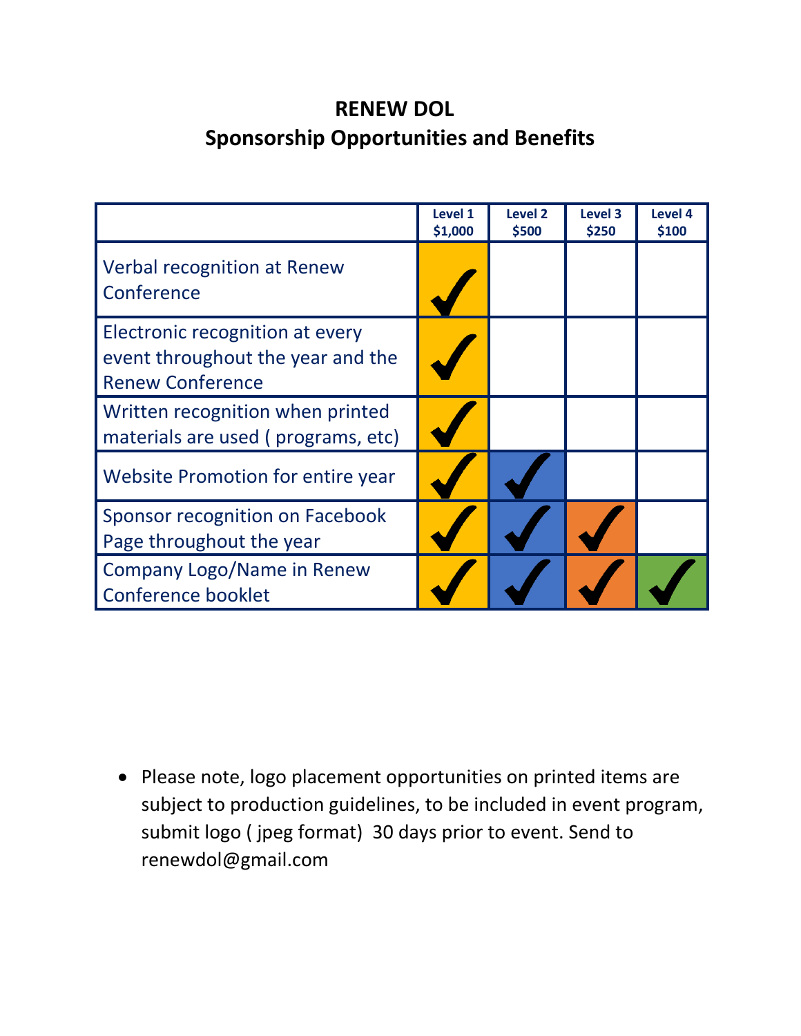# RENEW DOL
## Sponsorship Opportunities and Benefits

| | Level 1 $1,000 | Level 2 $500 | Level 3 $250 | Level 4 $100 |
|---|---|---|---|---|
| Verbal recognition at Renew Conference | ✓ | | | |
| Electronic recognition at every event throughout the year and the Renew Conference | ✓ | | | |
| Written recognition when printed materials are used ( programs, etc) | ✓ | | | |
| Website Promotion for entire year | ✓ | ✓ | | |
| Sponsor recognition on Facebook Page throughout the year | ✓ | ✓ | ✓ | |
| Company Logo/Name in Renew Conference booklet | ✓ | ✓ | ✓ | ✓ |

- Please note, logo placement opportunities on printed items are subject to production guidelines, to be included in event program, submit logo ( jpeg format) 30 days prior to event. Send to renewdol@gmail.com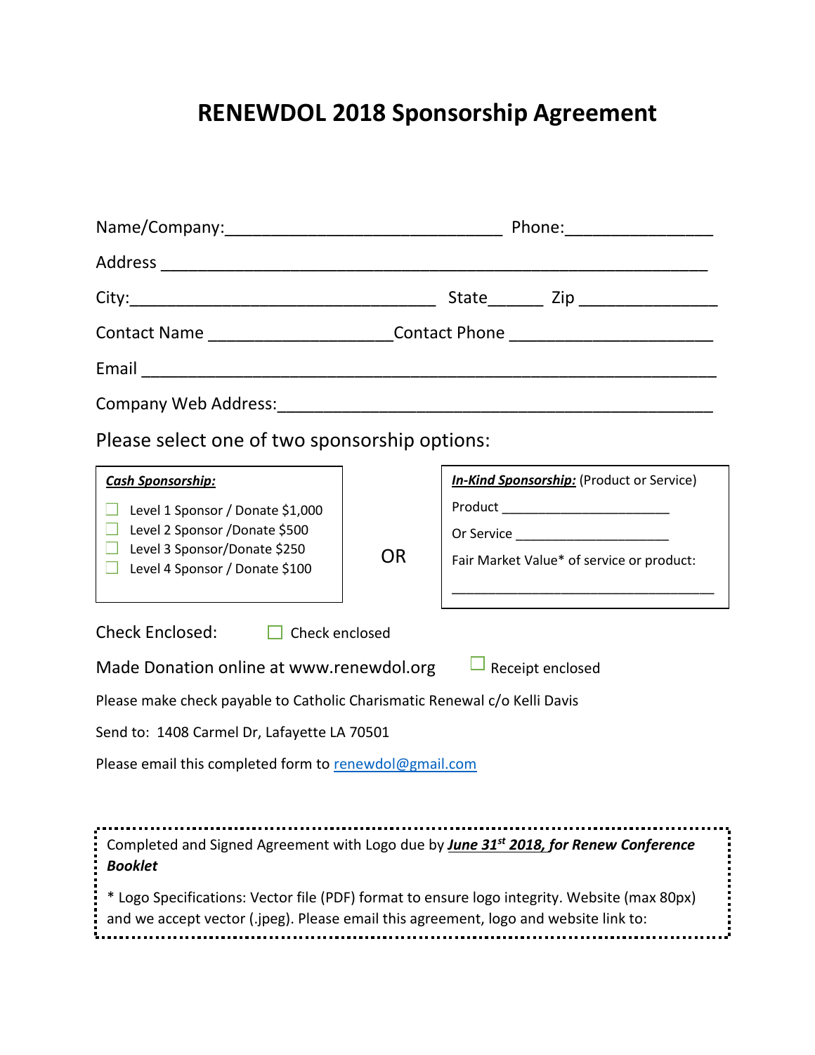# RENEWDOL 2018 Sponsorship Agreement

Name/Company:______________________________ Phone:________________

Address ____________________________________________________________

City:_________________________________ State______ Zip _______________

Contact Name ____________________Contact Phone ______________________

Email _______________________________________________________________

Company Web Address:________________________________________________

Please select one of two sponsorship options:

***Cash Sponsorship:***

- ☐ Level 1 Sponsor / Donate $1,000
- ☐ Level 2 Sponsor /Donate $500
- ☐ Level 3 Sponsor/Donate $250
- ☐ Level 4 Sponsor / Donate $100

OR

***In-Kind Sponsorship:*** (Product or Service)

Product _______________________

Or Service _____________________

Fair Market Value* of service or product:

____________________________________

Check Enclosed: ☐ Check enclosed

Made Donation online at www.renewdol.org ☐ Receipt enclosed

Please make check payable to Catholic Charismatic Renewal c/o Kelli Davis

Send to: 1408 Carmel Dr, Lafayette LA 70501

Please email this completed form to renewdol@gmail.com

Completed and Signed Agreement with Logo due by ***June 31st 2018, for Renew Conference Booklet***

* Logo Specifications: Vector file (PDF) format to ensure logo integrity. Website (max 80px) and we accept vector (.jpeg). Please email this agreement, logo and website link to: